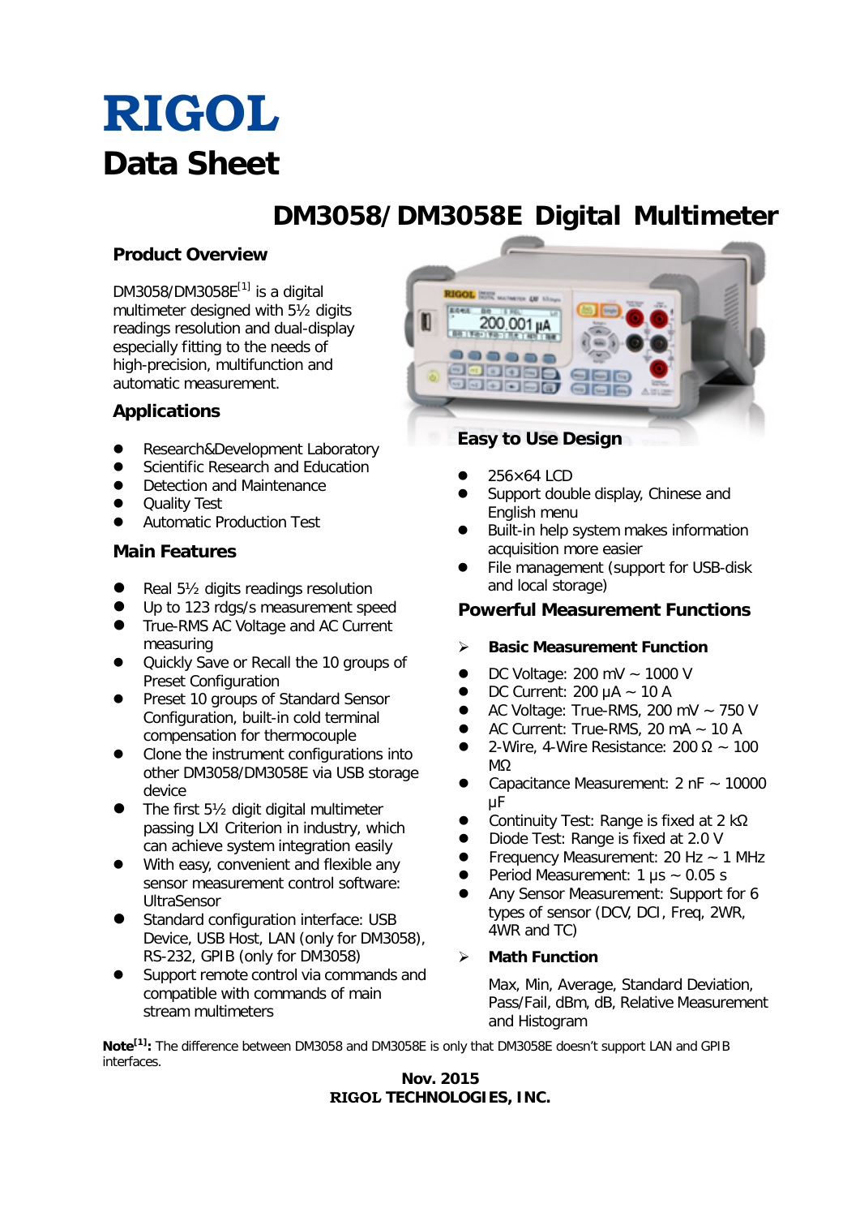# RIGOL

# Data Sheet

## DM3058/DM3058E Digital Multimeter

### Product Overview

DM3058/DM3058E[1] is a digital multimeter designed with 5½ digits readings resolution and dual-display especially fitting to the needs of high-precision, multifunction and automatic measurement.

### Applications

- Research&Development Laboratory
- Scientific Research and Education
- Detection and Maintenance
- Quality Test
- Automatic Production Test

### Main Features

- Real 5½ digits readings resolution
- Up to 123 rdgs/s measurement speed
- True-RMS AC Voltage and AC Current measuring
- Quickly Save or Recall the 10 groups of Preset Configuration
- Preset 10 groups of Standard Sensor Configuration, built-in cold terminal compensation for thermocouple
- Clone the instrument configurations into other DM3058/DM3058E via USB storage device
- The first 5½ digit digital multimeter passing LXI Criterion in industry, which can achieve system integration easily
- With easy, convenient and flexible any sensor measurement control software: UltraSensor
- Standard configuration interface: USB Device, USB Host, LAN (only for DM3058), RS-232, GPIB (only for DM3058)
- Support remote control via commands and compatible with commands of main stream multimeters

### Easy to Use Design

- 256×64 LCD
- Support double display, Chinese and English menu
- Built-in help system makes information acquisition more easier
- File management (support for USB-disk and local storage)

### Powerful Measurement Functions

➢ **Basic Measurement Function**

- DC Voltage: 200 mV ~ 1000 V
- DC Current: 200 μA ~ 10 A
- AC Voltage: True-RMS, 200 mV ~ 750 V
- AC Current: True-RMS, 20 mA ~ 10 A
- 2-Wire, 4-Wire Resistance: 200 Ω ~ 100 MΩ
- Capacitance Measurement: 2 nF ~ 10000 μF
- Continuity Test: Range is fixed at 2 kΩ
- Diode Test: Range is fixed at 2.0 V
- Frequency Measurement: 20 Hz ~ 1 MHz
- Period Measurement: 1 μs ~ 0.05 s
- Any Sensor Measurement: Support for 6 types of sensor (DCV, DCI, Freq, 2WR, 4WR and TC)

➢ **Math Function**

Max, Min, Average, Standard Deviation, Pass/Fail, dBm, dB, Relative Measurement and Histogram

**Note[1]:** The difference between DM3058 and DM3058E is only that DM3058E doesn't support LAN and GPIB interfaces.

**Nov. 2015**
**RIGOL TECHNOLOGIES, INC.**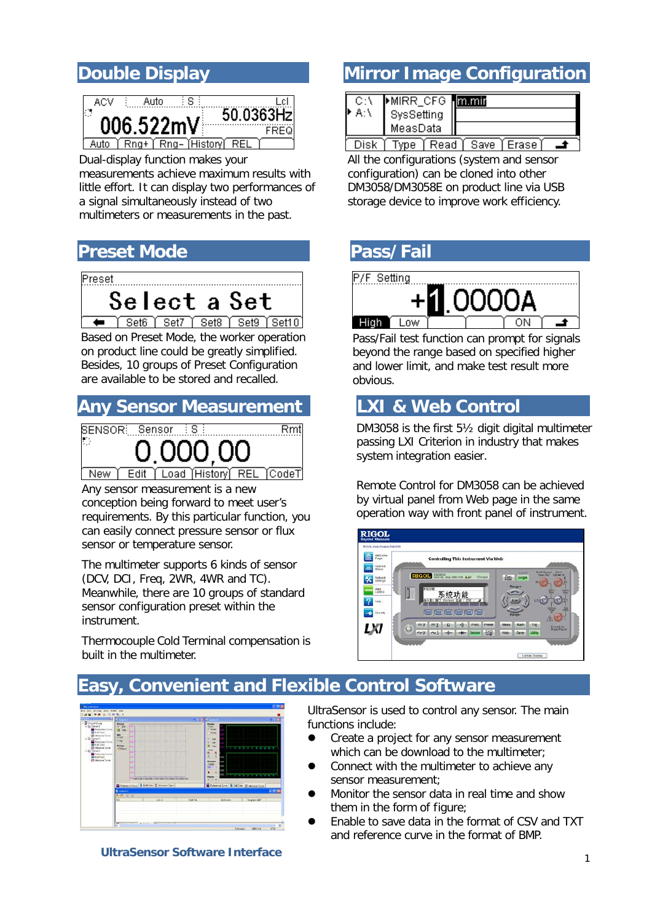## Double Display

Dual-display function makes your measurements achieve maximum results with little effort. It can display two performances of a signal simultaneously instead of two multimeters or measurements in the past.

## Mirror Image Configuration

All the configurations (system and sensor configuration) can be cloned into other DM3058/DM3058E on product line via USB storage device to improve work efficiency.

## Preset Mode

Based on Preset Mode, the worker operation on product line could be greatly simplified. Besides, 10 groups of Preset Configuration are available to be stored and recalled.

## Pass/Fail

Pass/Fail test function can prompt for signals beyond the range based on specified higher and lower limit, and make test result more obvious.

## Any Sensor Measurement

Any sensor measurement is a new conception being forward to meet user's requirements. By this particular function, you can easily connect pressure sensor or flux sensor or temperature sensor.

The multimeter supports 6 kinds of sensor (DCV, DCI, Freq, 2WR, 4WR and TC). Meanwhile, there are 10 groups of standard sensor configuration preset within the instrument.

Thermocouple Cold Terminal compensation is built in the multimeter.

## LXI & Web Control

DM3058 is the first 5½ digit digital multimeter passing LXI Criterion in industry that makes system integration easier.

Remote Control for DM3058 can be achieved by virtual panel from Web page in the same operation way with front panel of instrument.

## Easy, Convenient and Flexible Control Software

UltraSensor is used to control any sensor. The main functions include:

- Create a project for any sensor measurement which can be download to the multimeter;
- Connect with the multimeter to achieve any sensor measurement;
- Monitor the sensor data in real time and show them in the form of figure;
- Enable to save data in the format of CSV and TXT and reference curve in the format of BMP.

**UltraSensor Software Interface**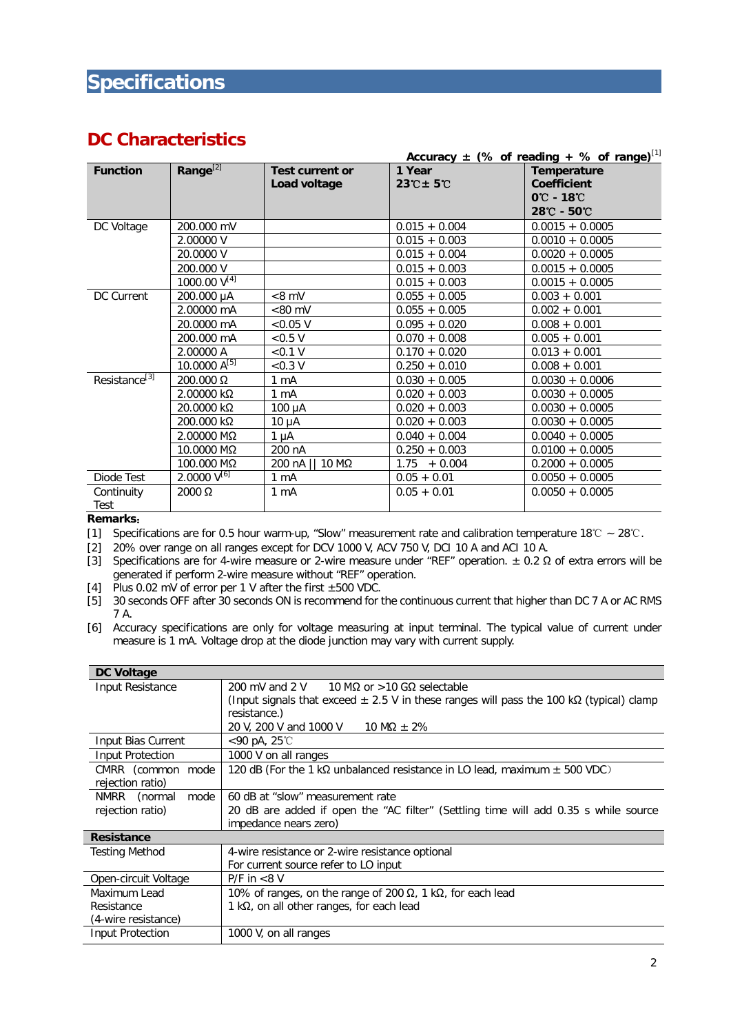# Specifications

## DC Characteristics

Accuracy ± (% of reading + % of range)[1]

| Function | Range[2] | Test current or Load voltage | 1 Year 23℃± 5℃ | Temperature Coefficient 0℃ - 18℃ 28℃ - 50℃ |
|---|---|---|---|---|
| DC Voltage | 200.000 mV | | 0.015 + 0.004 | 0.0015 + 0.0005 |
| | 2.00000 V | | 0.015 + 0.003 | 0.0010 + 0.0005 |
| | 20.0000 V | | 0.015 + 0.004 | 0.0020 + 0.0005 |
| | 200.000 V | | 0.015 + 0.003 | 0.0015 + 0.0005 |
| | 1000.00 V[4] | | 0.015 + 0.003 | 0.0015 + 0.0005 |
| DC Current | 200.000 μA | <8 mV | 0.055 + 0.005 | 0.003 + 0.001 |
| | 2.00000 mA | <80 mV | 0.055 + 0.005 | 0.002 + 0.001 |
| | 20.0000 mA | <0.05 V | 0.095 + 0.020 | 0.008 + 0.001 |
| | 200.000 mA | <0.5 V | 0.070 + 0.008 | 0.005 + 0.001 |
| | 2.00000 A | <0.1 V | 0.170 + 0.020 | 0.013 + 0.001 |
| | 10.0000 A[5] | <0.3 V | 0.250 + 0.010 | 0.008 + 0.001 |
| Resistance[3] | 200.000 Ω | 1 mA | 0.030 + 0.005 | 0.0030 + 0.0006 |
| | 2.00000 kΩ | 1 mA | 0.020 + 0.003 | 0.0030 + 0.0005 |
| | 20.0000 kΩ | 100 μA | 0.020 + 0.003 | 0.0030 + 0.0005 |
| | 200.000 kΩ | 10 μA | 0.020 + 0.003 | 0.0030 + 0.0005 |
| | 2.00000 MΩ | 1 μA | 0.040 + 0.004 | 0.0040 + 0.0005 |
| | 10.0000 MΩ | 200 nA | 0.250 + 0.003 | 0.0100 + 0.0005 |
| | 100.000 MΩ | 200 nA \|\| 10 MΩ | 1.75 + 0.004 | 0.2000 + 0.0005 |
| Diode Test | 2.0000 V[6] | 1 mA | 0.05 + 0.01 | 0.0050 + 0.0005 |
| Continuity Test | 2000 Ω | 1 mA | 0.05 + 0.01 | 0.0050 + 0.0005 |

**Remarks:**

[1] Specifications are for 0.5 hour warm-up, "Slow" measurement rate and calibration temperature 18℃ ~ 28℃.

[2] 20% over range on all ranges except for DCV 1000 V, ACV 750 V, DCI 10 A and ACI 10 A.

[3] Specifications are for 4-wire measure or 2-wire measure under "REF" operation. ± 0.2 Ω of extra errors will be generated if perform 2-wire measure without "REF" operation.

[4] Plus 0.02 mV of error per 1 V after the first ±500 VDC.

[5] 30 seconds OFF after 30 seconds ON is recommend for the continuous current that higher than DC 7 A or AC RMS 7 A.

[6] Accuracy specifications are only for voltage measuring at input terminal. The typical value of current under measure is 1 mA. Voltage drop at the diode junction may vary with current supply.

| **DC Voltage** | |
|---|---|
| Input Resistance | 200 mV and 2 V 10 MΩ or >10 GΩ selectable<br>(Input signals that exceed ± 2.5 V in these ranges will pass the 100 kΩ (typical) clamp resistance.)<br>20 V, 200 V and 1000 V 10 MΩ ± 2% |
| Input Bias Current | <90 pA, 25℃ |
| Input Protection | 1000 V on all ranges |
| CMRR (common mode rejection ratio) | 120 dB (For the 1 kΩ unbalanced resistance in LO lead, maximum ± 500 VDC) |
| NMRR (normal mode rejection ratio) | 60 dB at "slow" measurement rate<br>20 dB are added if open the "AC filter" (Settling time will add 0.35 s while source impedance nears zero) |
| **Resistance** | |
| Testing Method | 4-wire resistance or 2-wire resistance optional<br>For current source refer to LO input |
| Open-circuit Voltage | P/F in <8 V |
| Maximum Lead Resistance (4-wire resistance) | 10% of ranges, on the range of 200 Ω, 1 kΩ, for each lead<br>1 kΩ, on all other ranges, for each lead |
| Input Protection | 1000 V, on all ranges |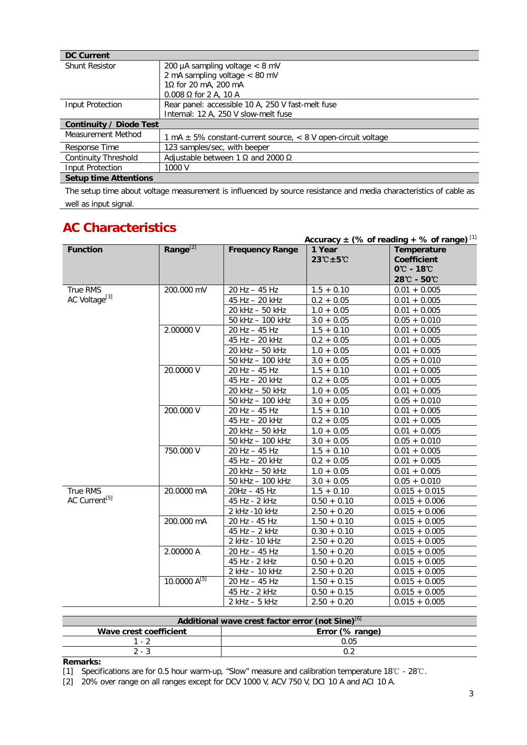| DC Current | |
|---|---|
| Shunt Resistor | 200 µA sampling voltage < 8 mV<br>2 mA sampling voltage < 80 mV<br>1Ω for 20 mA, 200 mA<br>0.008 Ω for 2 A, 10 A |
| Input Protection | Rear panel: accessible 10 A, 250 V fast-melt fuse<br>Internal: 12 A, 250 V slow-melt fuse |
| **Continuity / Diode Test** | |
| Measurement Method | 1 mA ± 5% constant-current source, < 8 V open-circuit voltage |
| Response Time | 123 samples/sec, with beeper |
| Continuity Threshold | Adjustable between 1 Ω and 2000 Ω |
| Input Protection | 1000 V |
| **Setup time Attentions** | |

The setup time about voltage measurement is influenced by source resistance and media characteristics of cable as well as input signal.

## AC Characteristics

**Accuracy ± (% of reading + % of range)** [1]

| Function | Range[2] | Frequency Range | 1 Year 23℃±5℃ | Temperature Coefficient 0℃ - 18℃ 28℃ - 50℃ |
|---|---|---|---|---|
| True RMS AC Voltage[3] | 200.000 mV | 20 Hz – 45 Hz | 1.5 + 0.10 | 0.01 + 0.005 |
| | | 45 Hz – 20 kHz | 0.2 + 0.05 | 0.01 + 0.005 |
| | | 20 kHz – 50 kHz | 1.0 + 0.05 | 0.01 + 0.005 |
| | | 50 kHz – 100 kHz | 3.0 + 0.05 | 0.05 + 0.010 |
| | 2.00000 V | 20 Hz – 45 Hz | 1.5 + 0.10 | 0.01 + 0.005 |
| | | 45 Hz – 20 kHz | 0.2 + 0.05 | 0.01 + 0.005 |
| | | 20 kHz – 50 kHz | 1.0 + 0.05 | 0.01 + 0.005 |
| | | 50 kHz – 100 kHz | 3.0 + 0.05 | 0.05 + 0.010 |
| | 20.0000 V | 20 Hz – 45 Hz | 1.5 + 0.10 | 0.01 + 0.005 |
| | | 45 Hz – 20 kHz | 0.2 + 0.05 | 0.01 + 0.005 |
| | | 20 kHz – 50 kHz | 1.0 + 0.05 | 0.01 + 0.005 |
| | | 50 kHz – 100 kHz | 3.0 + 0.05 | 0.05 + 0.010 |
| | 200.000 V | 20 Hz – 45 Hz | 1.5 + 0.10 | 0.01 + 0.005 |
| | | 45 Hz – 20 kHz | 0.2 + 0.05 | 0.01 + 0.005 |
| | | 20 kHz – 50 kHz | 1.0 + 0.05 | 0.01 + 0.005 |
| | | 50 kHz – 100 kHz | 3.0 + 0.05 | 0.05 + 0.010 |
| | 750.000 V | 20 Hz – 45 Hz | 1.5 + 0.10 | 0.01 + 0.005 |
| | | 45 Hz – 20 kHz | 0.2 + 0.05 | 0.01 + 0.005 |
| | | 20 kHz – 50 kHz | 1.0 + 0.05 | 0.01 + 0.005 |
| | | 50 kHz – 100 kHz | 3.0 + 0.05 | 0.05 + 0.010 |
| True RMS AC Current[5] | 20.0000 mA | 20Hz – 45 Hz | 1.5 + 0.10 | 0.015 + 0.015 |
| | | 45 Hz - 2 kHz | 0.50 + 0.10 | 0.015 + 0.006 |
| | | 2 kHz -10 kHz | 2.50 + 0.20 | 0.015 + 0.006 |
| | 200.000 mA | 20 Hz - 45 Hz | 1.50 + 0.10 | 0.015 + 0.005 |
| | | 45 Hz – 2 kHz | 0.30 + 0.10 | 0.015 + 0.005 |
| | | 2 kHz - 10 kHz | 2.50 + 0.20 | 0.015 + 0.005 |
| | 2.00000 A | 20 Hz – 45 Hz | 1.50 + 0.20 | 0.015 + 0.005 |
| | | 45 Hz - 2 kHz | 0.50 + 0.20 | 0.015 + 0.005 |
| | | 2 kHz – 10 kHz | 2.50 + 0.20 | 0.015 + 0.005 |
| | 10.0000 A[5] | 20 Hz – 45 Hz | 1.50 + 0.15 | 0.015 + 0.005 |
| | | 45 Hz - 2 kHz | 0.50 + 0.15 | 0.015 + 0.005 |
| | | 2 kHz – 5 kHz | 2.50 + 0.20 | 0.015 + 0.005 |

| Additional wave crest factor error (not Sine)[6] | |
|---|---|
| **Wave crest coefficient** | **Error (% range)** |
| 1 - 2 | 0.05 |
| 2 - 3 | 0.2 |

**Remarks:**

[1] Specifications are for 0.5 hour warm-up, "Slow" measure and calibration temperature 18℃ - 28℃.

[2] 20% over range on all ranges except for DCV 1000 V, ACV 750 V, DCI 10 A and ACI 10 A.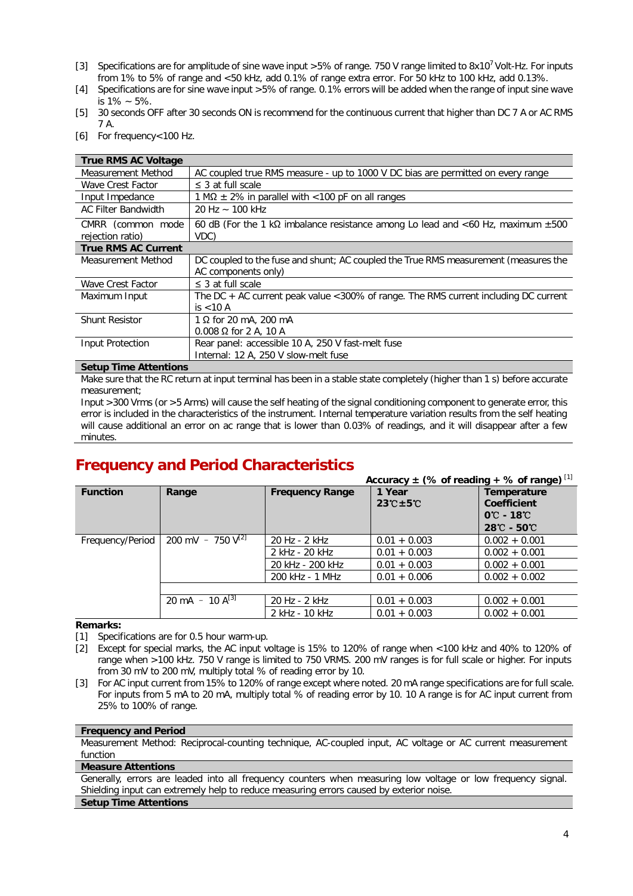[3] Specifications are for amplitude of sine wave input >5% of range. 750 V range limited to $8x10^7$ Volt-Hz. For inputs from 1% to 5% of range and <50 kHz, add 0.1% of range extra error. For 50 kHz to 100 kHz, add 0.13%.
[4] Specifications are for sine wave input >5% of range. 0.1% errors will be added when the range of input sine wave is 1% ~ 5%.
[5] 30 seconds OFF after 30 seconds ON is recommend for the continuous current that higher than DC 7 A or AC RMS 7 A.
[6] For frequency<100 Hz.

| **True RMS AC Voltage** | |
|---|---|
| Measurement Method | AC coupled true RMS measure - up to 1000 V DC bias are permitted on every range |
| Wave Crest Factor | ≤ 3 at full scale |
| Input Impedance | 1 MΩ ± 2% in parallel with <100 pF on all ranges |
| AC Filter Bandwidth | 20 Hz ~ 100 kHz |
| CMRR (common mode rejection ratio) | 60 dB (For the 1 kΩ imbalance resistance among Lo lead and <60 Hz, maximum ±500 VDC) |
| **True RMS AC Current** | |
| Measurement Method | DC coupled to the fuse and shunt; AC coupled the True RMS measurement (measures the AC components only) |
| Wave Crest Factor | ≤ 3 at full scale |
| Maximum Input | The DC + AC current peak value <300% of range. The RMS current including DC current is <10 A |
| Shunt Resistor | 1 Ω for 20 mA, 200 mA<br>0.008 Ω for 2 A, 10 A |
| Input Protection | Rear panel: accessible 10 A, 250 V fast-melt fuse<br>Internal: 12 A, 250 V slow-melt fuse |

**Setup Time Attentions**

Make sure that the RC return at input terminal has been in a stable state completely (higher than 1 s) before accurate measurement;

Input >300 Vrms (or >5 Arms) will cause the self heating of the signal conditioning component to generate error, this error is included in the characteristics of the instrument. Internal temperature variation results from the self heating will cause additional an error on ac range that is lower than 0.03% of readings, and it will disappear after a few minutes.

# Frequency and Period Characteristics

**Accuracy ± (% of reading + % of range)** [1]

| **Function** | **Range** | **Frequency Range** | **1 Year 23℃±5℃** | **Temperature Coefficient 0℃ - 18℃ 28℃ - 50℃** |
|---|---|---|---|---|
| Frequency/Period | 200 mV – 750 V[2] | 20 Hz - 2 kHz | 0.01 + 0.003 | 0.002 + 0.001 |
| | | 2 kHz - 20 kHz | 0.01 + 0.003 | 0.002 + 0.001 |
| | | 20 kHz - 200 kHz | 0.01 + 0.003 | 0.002 + 0.001 |
| | | 200 kHz - 1 MHz | 0.01 + 0.006 | 0.002 + 0.002 |
| | | | | |
| | 20 mA – 10 A[3] | 20 Hz - 2 kHz | 0.01 + 0.003 | 0.002 + 0.001 |
| | | 2 kHz - 10 kHz | 0.01 + 0.003 | 0.002 + 0.001 |

**Remarks:**

[1] Specifications are for 0.5 hour warm-up.
[2] Except for special marks, the AC input voltage is 15% to 120% of range when <100 kHz and 40% to 120% of range when >100 kHz. 750 V range is limited to 750 VRMS. 200 mV ranges is for full scale or higher. For inputs from 30 mV to 200 mV, multiply total % of reading error by 10.
[3] For AC input current from 15% to 120% of range except where noted. 20 mA range specifications are for full scale. For inputs from 5 mA to 20 mA, multiply total % of reading error by 10. 10 A range is for AC input current from 25% to 100% of range.

**Frequency and Period**

Measurement Method: Reciprocal-counting technique, AC-coupled input, AC voltage or AC current measurement function

**Measure Attentions**

Generally, errors are leaded into all frequency counters when measuring low voltage or low frequency signal. Shielding input can extremely help to reduce measuring errors caused by exterior noise.

**Setup Time Attentions**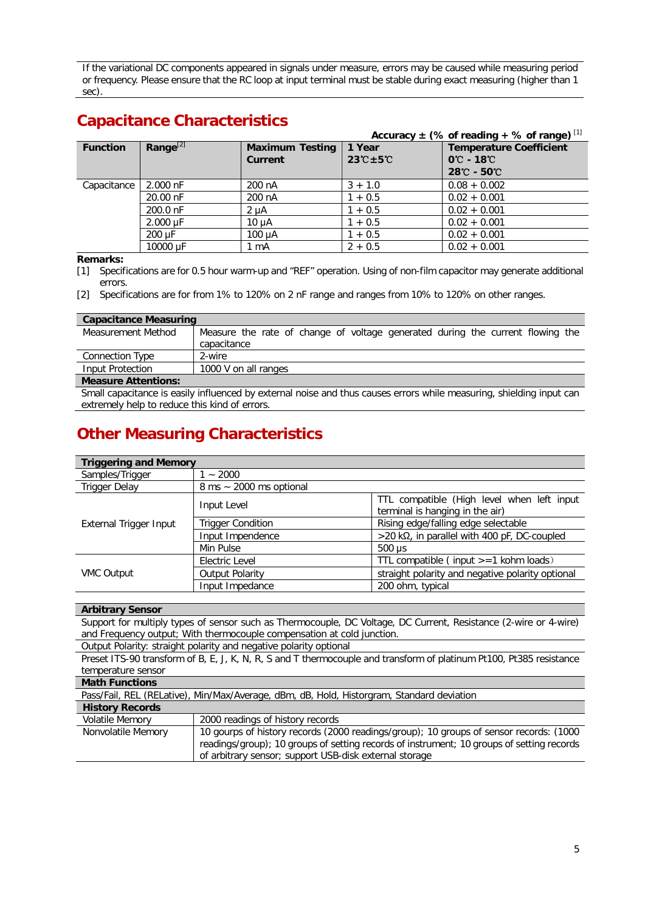If the variational DC components appeared in signals under measure, errors may be caused while measuring period or frequency. Please ensure that the RC loop at input terminal must be stable during exact measuring (higher than 1 sec).

## Capacitance Characteristics

**Accuracy ± (% of reading + % of range)** [1]

| Function | Range[2] | Maximum Testing Current | 1 Year 23℃±5℃ | Temperature Coefficient 0℃ - 18℃ 28℃ - 50℃ |
|---|---|---|---|---|
| Capacitance | 2.000 nF | 200 nA | 3 + 1.0 | 0.08 + 0.002 |
| | 20.00 nF | 200 nA | 1 + 0.5 | 0.02 + 0.001 |
| | 200.0 nF | 2 μA | 1 + 0.5 | 0.02 + 0.001 |
| | 2.000 μF | 10 μA | 1 + 0.5 | 0.02 + 0.001 |
| | 200 μF | 100 μA | 1 + 0.5 | 0.02 + 0.001 |
| | 10000 μF | 1 mA | 2 + 0.5 | 0.02 + 0.001 |

**Remarks:**

[1] Specifications are for 0.5 hour warm-up and "REF" operation. Using of non-film capacitor may generate additional errors.

[2] Specifications are for from 1% to 120% on 2 nF range and ranges from 10% to 120% on other ranges.

| Capacitance Measuring | |
|---|---|
| Measurement Method | Measure the rate of change of voltage generated during the current flowing the capacitance |
| Connection Type | 2-wire |
| Input Protection | 1000 V on all ranges |
| **Measure Attentions:** | |
| Small capacitance is easily influenced by external noise and thus causes errors while measuring, shielding input can extremely help to reduce this kind of errors. | |

## Other Measuring Characteristics

| Triggering and Memory | | |
|---|---|---|
| Samples/Trigger | 1 ~ 2000 | |
| Trigger Delay | 8 ms ~ 2000 ms optional | |
| External Trigger Input | Input Level | TTL compatible (High level when left input terminal is hanging in the air) |
| | Trigger Condition | Rising edge/falling edge selectable |
| | Input Impendence | >20 kΩ, in parallel with 400 pF, DC-coupled |
| | Min Pulse | 500 μs |
| VMC Output | Electric Level | TTL compatible ( input >=1 kohm loads) |
| | Output Polarity | straight polarity and negative polarity optional |
| | Input Impedance | 200 ohm, typical |

| Arbitrary Sensor | |
|---|---|
| Support for multiply types of sensor such as Thermocouple, DC Voltage, DC Current, Resistance (2-wire or 4-wire) and Frequency output; With thermocouple compensation at cold junction. | |
| Output Polarity: straight polarity and negative polarity optional | |
| Preset ITS-90 transform of B, E, J, K, N, R, S and T thermocouple and transform of platinum Pt100, Pt385 resistance temperature sensor | |
| **Math Functions** | |
| Pass/Fail, REL (RELative), Min/Max/Average, dBm, dB, Hold, Historgram, Standard deviation | |
| **History Records** | |
| Volatile Memory | 2000 readings of history records |
| Nonvolatile Memory | 10 gourps of history records (2000 readings/group); 10 groups of sensor records: (1000 readings/group); 10 groups of setting records of instrument; 10 groups of setting records of arbitrary sensor; support USB-disk external storage |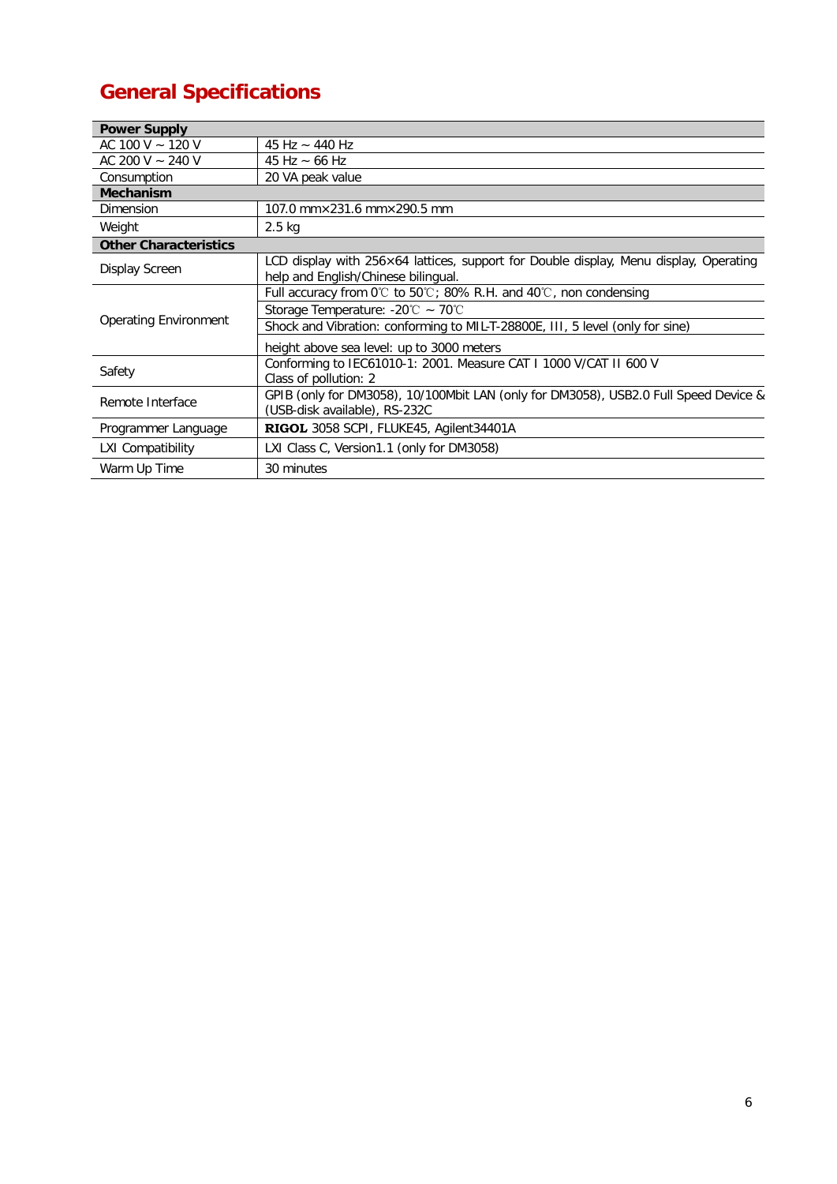# General Specifications

| Power Supply | |
|---|---|
| AC 100 V ~ 120 V | 45 Hz ~ 440 Hz |
| AC 200 V ~ 240 V | 45 Hz ~ 66 Hz |
| Consumption | 20 VA peak value |
| **Mechanism** | |
| Dimension | 107.0 mm×231.6 mm×290.5 mm |
| Weight | 2.5 kg |
| **Other Characteristics** | |
| Display Screen | LCD display with 256×64 lattices, support for Double display, Menu display, Operating help and English/Chinese bilingual. |
| Operating Environment | Full accuracy from 0℃ to 50℃; 80% R.H. and 40℃, non condensing |
| | Storage Temperature: -20℃ ~ 70℃ |
| | Shock and Vibration: conforming to MIL-T-28800E, III, 5 level (only for sine) |
| | height above sea level: up to 3000 meters |
| Safety | Conforming to IEC61010-1: 2001. Measure CAT I 1000 V/CAT II 600 V<br>Class of pollution: 2 |
| Remote Interface | GPIB (only for DM3058), 10/100Mbit LAN (only for DM3058), USB2.0 Full Speed Device & (USB-disk available), RS-232C |
| Programmer Language | **RIGOL** 3058 SCPI, FLUKE45, Agilent34401A |
| LXI Compatibility | LXI Class C, Version1.1 (only for DM3058) |
| Warm Up Time | 30 minutes |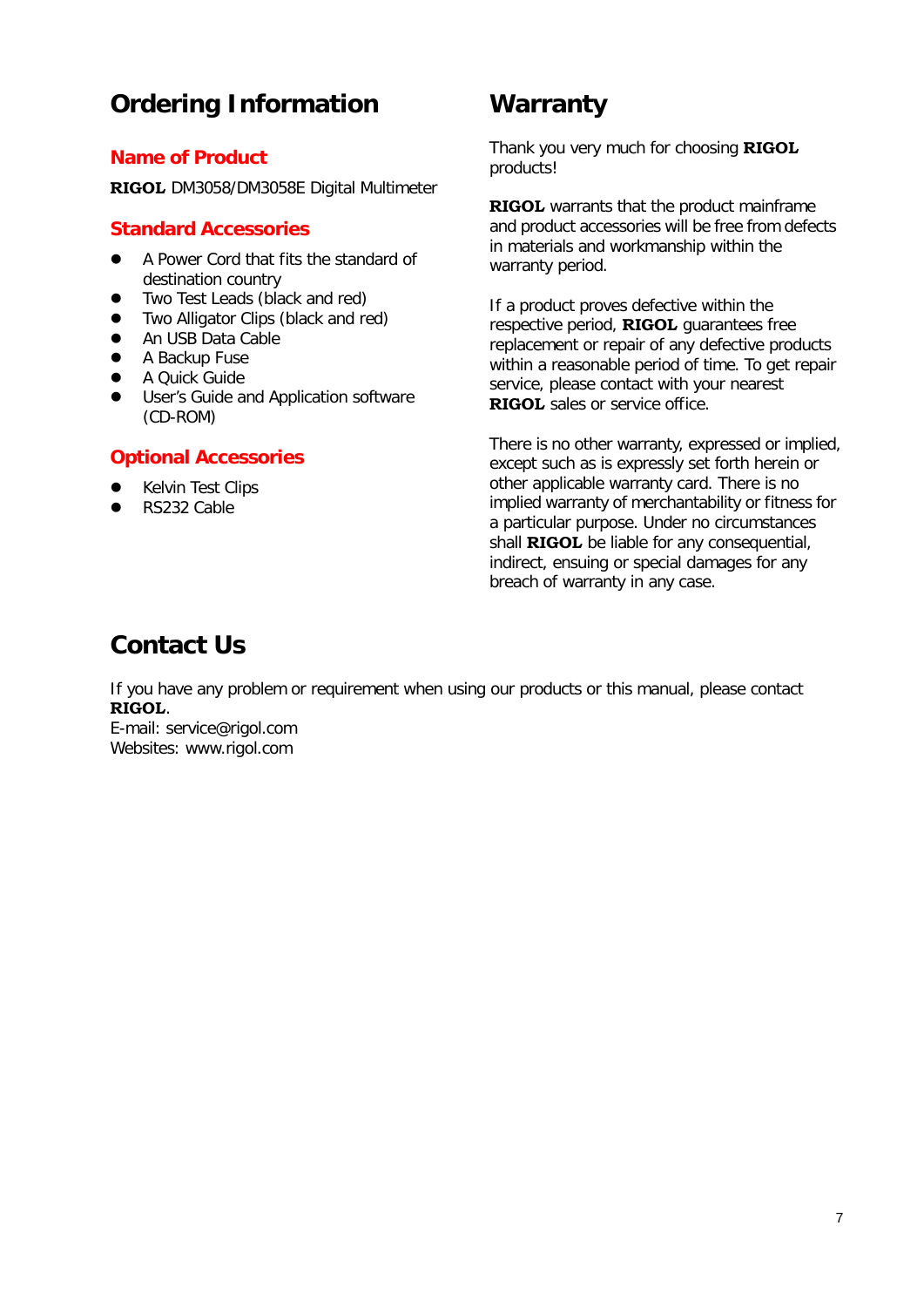# Ordering Information

## Name of Product

**RIGOL** DM3058/DM3058E Digital Multimeter

## Standard Accessories

- A Power Cord that fits the standard of destination country
- Two Test Leads (black and red)
- Two Alligator Clips (black and red)
- An USB Data Cable
- A Backup Fuse
- A Quick Guide
- User's Guide and Application software (CD-ROM)

## Optional Accessories

- Kelvin Test Clips
- RS232 Cable

# Warranty

Thank you very much for choosing **RIGOL** products!

**RIGOL** warrants that the product mainframe and product accessories will be free from defects in materials and workmanship within the warranty period.

If a product proves defective within the respective period, **RIGOL** guarantees free replacement or repair of any defective products within a reasonable period of time. To get repair service, please contact with your nearest **RIGOL** sales or service office.

There is no other warranty, expressed or implied, except such as is expressly set forth herein or other applicable warranty card. There is no implied warranty of merchantability or fitness for a particular purpose. Under no circumstances shall **RIGOL** be liable for any consequential, indirect, ensuing or special damages for any breach of warranty in any case.

# Contact Us

If you have any problem or requirement when using our products or this manual, please contact **RIGOL**.
E-mail: service@rigol.com
Websites: www.rigol.com